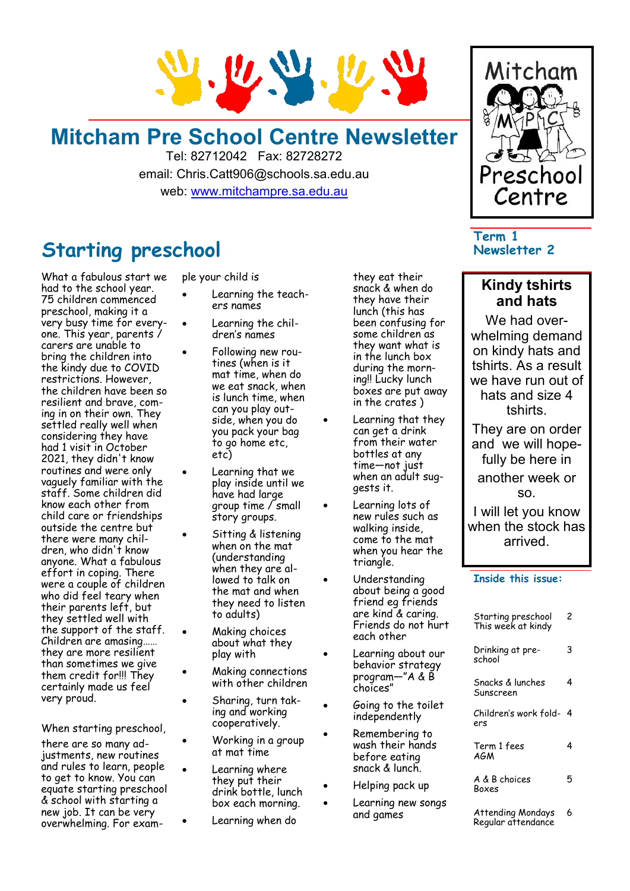# Mitcham Pre School Centre Newsletter

Tel: 82712042 Fax: 82728272

email: Chris.Catt906@schools.sa.edu.au

web: www.mitchampre.sa.edu.au

Mitcham MPC Preschool Centre

**Term 1 Newsletter 2**

## Starting preschool

What a fabulous start we had to the school year. 75 children commenced preschool, making it a very busy time for everyone. This year, parents / carers are unable to bring the children into the kindy due to COVID restrictions. However, the children have been so resilient and brave, coming in on their own. They settled really well when considering they have had 1 visit in October 2021, they didn't know routines and were only vaguely familiar with the staff. Some children did know each other from child care or friendships outside the centre but there were many children, who didn't know anyone. What a fabulous effort in coping. There were a couple of children who did feel teary when their parents left, but they settled well with the support of the staff. Children are amazing…… they are more resilient than sometimes we give them credit for!!! They certainly made us feel very proud.

When starting preschool, there are so many adjustments, new routines and rules to learn, people to get to know. You can equate starting preschool & school with starting a new job. It can be very overwhelming. For example your child is

- Learning the teachers names
- Learning the children's names
- Following new routines (when is it mat time, when do we eat snack, when is lunch time, when can you play outside, when you do you pack your bag to go home etc, etc)
- Learning that we play inside until we have had large group time / small story groups.
- Sitting & listening when on the mat (understanding when they are allowed to talk on the mat and when they need to listen to adults)
- Making choices about what they play with
- Making connections with other children
- Sharing, turn taking and working cooperatively.
- Working in a group at mat time
- Learning where they put their drink bottle, lunch box each morning.
- Learning when do they eat their snack & when do they have their lunch (this has been confusing for some children as they want what is in the lunch box during the morning!! Lucky lunch boxes are put away in the crates )
- Learning that they can get a drink from their water bottles at any time—not just when an adult suggests it.
- Learning lots of new rules such as walking inside, come to the mat when you hear the triangle.
- Understanding about being a good friend eg friends are kind & caring. Friends do not hurt each other
- Learning about our behavior strategy program—"A & B choices"
- Going to the toilet independently
- Remembering to wash their hands before eating snack & lunch.
- Helping pack up
- Learning new songs and games

## Kindy tshirts and hats

We had overwhelming demand on kindy hats and tshirts. As a result we have run out of hats and size 4 tshirts.

They are on order and we will hopefully be here in another week or so.

I will let you know when the stock has arrived.

### Inside this issue:

| | |
|---|---|
| Starting preschool<br>This week at kindy | 2 |
| Drinking at preschool | 3 |
| Snacks & lunches<br>Sunscreen | 4 |
| Children's work folders | 4 |
| Term 1 fees<br>AGM | 4 |
| A & B choices<br>Boxes | 5 |
| Attending Mondays<br>Regular attendance | 6 |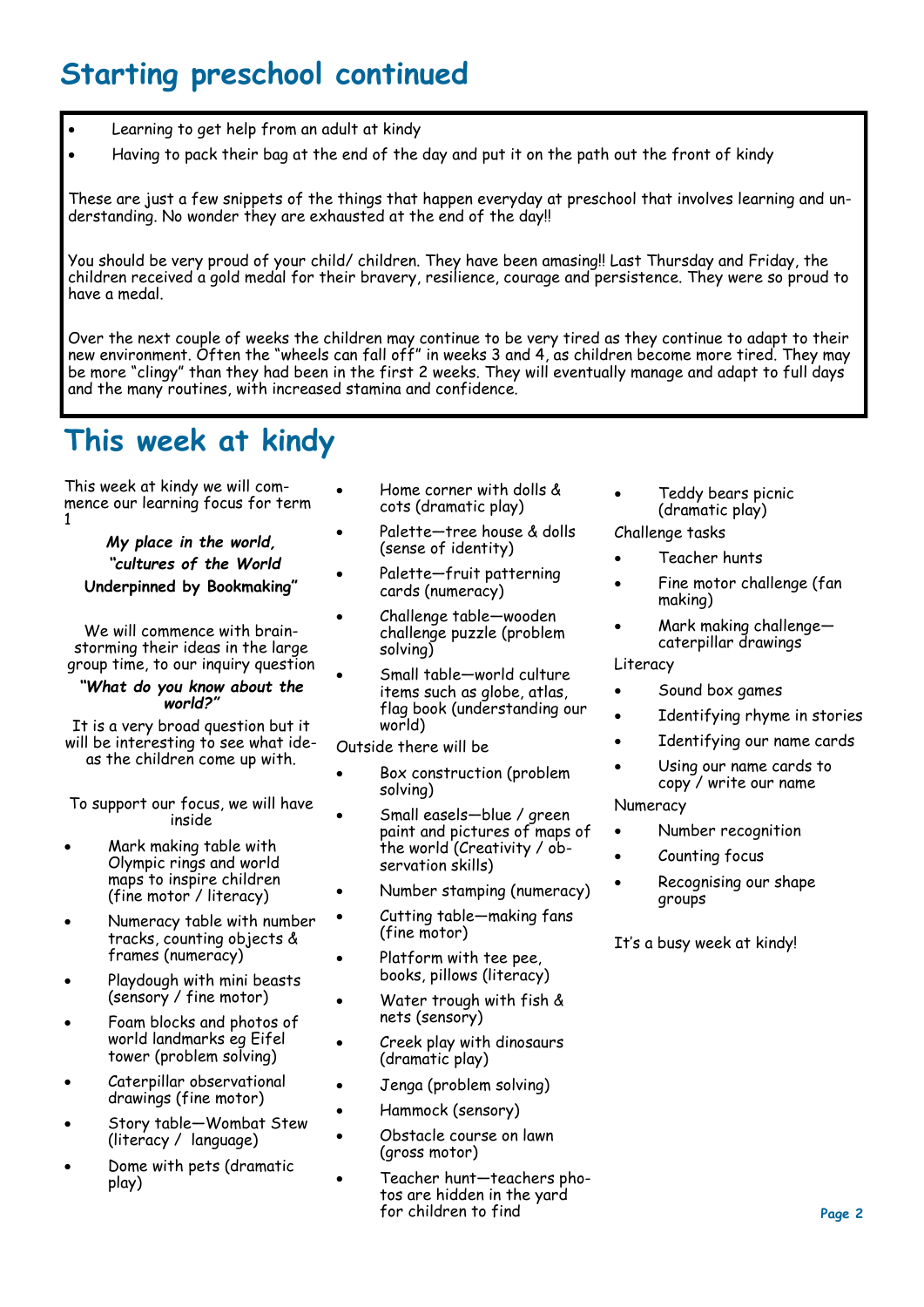## Starting preschool continued

- Learning to get help from an adult at kindy
- Having to pack their bag at the end of the day and put it on the path out the front of kindy

These are just a few snippets of the things that happen everyday at preschool that involves learning and understanding. No wonder they are exhausted at the end of the day!!

You should be very proud of your child/ children. They have been amasing!! Last Thursday and Friday, the children received a gold medal for their bravery, resilience, courage and persistence. They were so proud to have a medal.

Over the next couple of weeks the children may continue to be very tired as they continue to adapt to their new environment. Often the "wheels can fall off" in weeks 3 and 4, as children become more tired. They may be more "clingy" than they had been in the first 2 weeks. They will eventually manage and adapt to full days and the many routines, with increased stamina and confidence.

## This week at kindy

This week at kindy we will commence our learning focus for term 1

***My place in the world, "cultures of the World***
**Underpinned by Bookmaking"**

We will commence with brainstorming their ideas in the large group time, to our inquiry question

***"What do you know about the world?"***

It is a very broad question but it will be interesting to see what ideas the children come up with.

To support our focus, we will have inside

- Mark making table with Olympic rings and world maps to inspire children (fine motor / literacy)
- Numeracy table with number tracks, counting objects & frames (numeracy)
- Playdough with mini beasts (sensory / fine motor)
- Foam blocks and photos of world landmarks eg Eifel tower (problem solving)
- Caterpillar observational drawings (fine motor)
- Story table—Wombat Stew (literacy / language)
- Dome with pets (dramatic play)
- Home corner with dolls & cots (dramatic play)
- Palette—tree house & dolls (sense of identity)
- Palette—fruit patterning cards (numeracy)
- Challenge table—wooden challenge puzzle (problem solving)
- Small table—world culture items such as globe, atlas, flag book (understanding our world)

Outside there will be

- Box construction (problem solving)
- Small easels—blue / green paint and pictures of maps of the world (Creativity / observation skills)
- Number stamping (numeracy)
- Cutting table—making fans (fine motor)
- Platform with tee pee, books, pillows (literacy)
- Water trough with fish & nets (sensory)
- Creek play with dinosaurs (dramatic play)
- Jenga (problem solving)
- Hammock (sensory)
- Obstacle course on lawn (gross motor)
- Teacher hunt—teachers photos are hidden in the yard for children to find
- Teddy bears picnic (dramatic play)

Challenge tasks

- Teacher hunts
- Fine motor challenge (fan making)
- Mark making challenge—caterpillar drawings

Literacy

- Sound box games
- Identifying rhyme in stories
- Identifying our name cards
- Using our name cards to copy / write our name

Numeracy

- Number recognition
- Counting focus
- Recognising our shape groups

It's a busy week at kindy!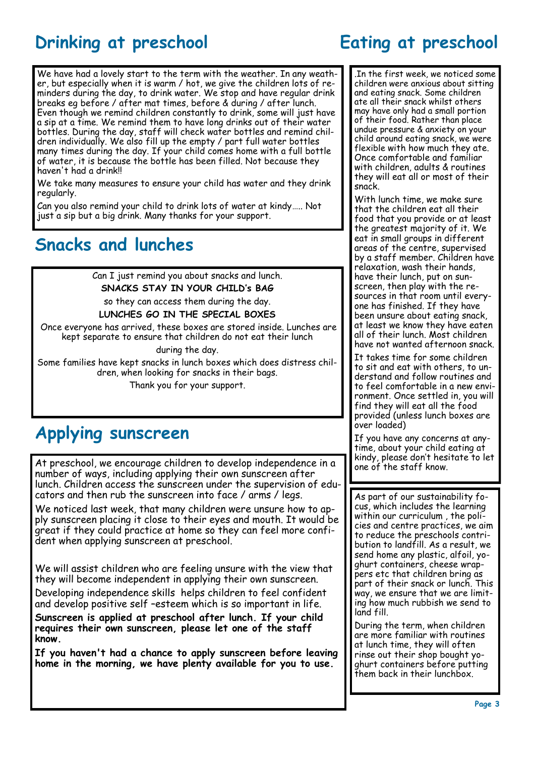## Drinking at preschool

We have had a lovely start to the term with the weather. In any weather, but especially when it is warm / hot, we give the children lots of reminders during the day, to drink water. We stop and have regular drink breaks eg before / after mat times, before & during / after lunch. Even though we remind children constantly to drink, some will just have a sip at a time. We remind them to have long drinks out of their water bottles. During the day, staff will check water bottles and remind children individually. We also fill up the empty / part full water bottles many times during the day. If your child comes home with a full bottle of water, it is because the bottle has been filled. Not because they haven't had a drink!!

We take many measures to ensure your child has water and they drink regularly.

Can you also remind your child to drink lots of water at kindy….. Not just a sip but a big drink. Many thanks for your support.

## Snacks and lunches

Can I just remind you about snacks and lunch.

**SNACKS STAY IN YOUR CHILD's BAG**

so they can access them during the day.

**LUNCHES GO IN THE SPECIAL BOXES**

Once everyone has arrived, these boxes are stored inside. Lunches are kept separate to ensure that children do not eat their lunch during the day.

Some families have kept snacks in lunch boxes which does distress children, when looking for snacks in their bags.

Thank you for your support.

## Applying sunscreen

At preschool, we encourage children to develop independence in a number of ways, including applying their own sunscreen after lunch. Children access the sunscreen under the supervision of educators and then rub the sunscreen into face / arms / legs.

We noticed last week, that many children were unsure how to apply sunscreen placing it close to their eyes and mouth. It would be great if they could practice at home so they can feel more confident when applying sunscreen at preschool.

We will assist children who are feeling unsure with the view that they will become independent in applying their own sunscreen.

Developing independence skills helps children to feel confident and develop positive self –esteem which is so important in life.

**Sunscreen is applied at preschool after lunch. If your child requires their own sunscreen, please let one of the staff know.**

**If you haven't had a chance to apply sunscreen before leaving home in the morning, we have plenty available for you to use.**

## Eating at preschool

.In the first week, we noticed some children were anxious about sitting and eating snack. Some children ate all their snack whilst others may have only had a small portion of their food. Rather than place undue pressure & anxiety on your child around eating snack, we were flexible with how much they ate. Once comfortable and familiar with children, adults & routines they will eat all or most of their snack.

With lunch time, we make sure that the children eat all their food that you provide or at least the greatest majority of it. We eat in small groups in different areas of the centre, supervised by a staff member. Children have relaxation, wash their hands, have their lunch, put on sunscreen, then play with the resources in that room until everyone has finished. If they have been unsure about eating snack, at least we know they have eaten all of their lunch. Most children have not wanted afternoon snack.

It takes time for some children to sit and eat with others, to understand and follow routines and to feel comfortable in a new environment. Once settled in, you will find they will eat all the food provided (unless lunch boxes are over loaded)

If you have any concerns at anytime, about your child eating at kindy, please don't hesitate to let one of the staff know.

As part of our sustainability focus, which includes the learning within our curriculum , the policies and centre practices, we aim to reduce the preschools contribution to landfill. As a result, we send home any plastic, alfoil, yoghurt containers, cheese wrappers etc that children bring as part of their snack or lunch. This way, we ensure that we are limiting how much rubbish we send to land fill.

During the term, when children are more familiar with routines at lunch time, they will often rinse out their shop bought yoghurt containers before putting them back in their lunchbox.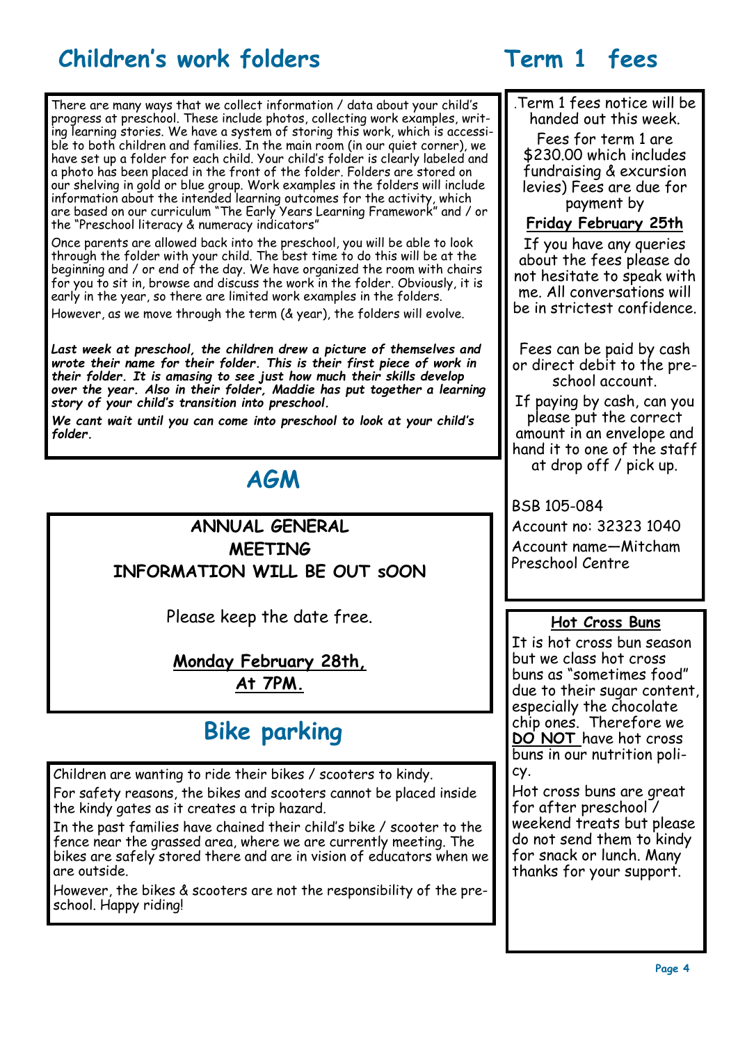## Children's work folders

There are many ways that we collect information / data about your child's progress at preschool. These include photos, collecting work examples, writing learning stories. We have a system of storing this work, which is accessible to both children and families. In the main room (in our quiet corner), we have set up a folder for each child. Your child's folder is clearly labeled and a photo has been placed in the front of the folder. Folders are stored on our shelving in gold or blue group. Work examples in the folders will include information about the intended learning outcomes for the activity, which are based on our curriculum "The Early Years Learning Framework" and / or the "Preschool literacy & numeracy indicators"

Once parents are allowed back into the preschool, you will be able to look through the folder with your child. The best time to do this will be at the beginning and / or end of the day. We have organized the room with chairs for you to sit in, browse and discuss the work in the folder. Obviously, it is early in the year, so there are limited work examples in the folders.

However, as we move through the term (& year), the folders will evolve.

***Last week at preschool, the children drew a picture of themselves and wrote their name for their folder. This is their first piece of work in their folder. It is amasing to see just how much their skills develop over the year. Also in their folder, Maddie has put together a learning story of your child's transition into preschool.***

***We cant wait until you can come into preschool to look at your child's folder.***

## AGM

**ANNUAL GENERAL MEETING INFORMATION WILL BE OUT sOON**

Please keep the date free.

**Monday February 28th, At 7PM.**

## Bike parking

Children are wanting to ride their bikes / scooters to kindy.

For safety reasons, the bikes and scooters cannot be placed inside the kindy gates as it creates a trip hazard.

In the past families have chained their child's bike / scooter to the fence near the grassed area, where we are currently meeting. The bikes are safely stored there and are in vision of educators when we are outside.

However, the bikes & scooters are not the responsibility of the preschool. Happy riding!

## Term 1 fees

.Term 1 fees notice will be handed out this week.

Fees for term 1 are $230.00 which includes fundraising & excursion levies) Fees are due for payment by

**Friday February 25th**

If you have any queries about the fees please do not hesitate to speak with me. All conversations will be in strictest confidence.

Fees can be paid by cash or direct debit to the preschool account.

If paying by cash, can you please put the correct amount in an envelope and hand it to one of the staff at drop off / pick up.

BSB 105-084

Account no: 32323 1040

Account name—Mitcham Preschool Centre

### Hot Cross Buns

It is hot cross bun season but we class hot cross buns as "sometimes food" due to their sugar content, especially the chocolate chip ones. Therefore we **DO NOT** have hot cross buns in our nutrition policy.

Hot cross buns are great for after preschool / weekend treats but please do not send them to kindy for snack or lunch. Many thanks for your support.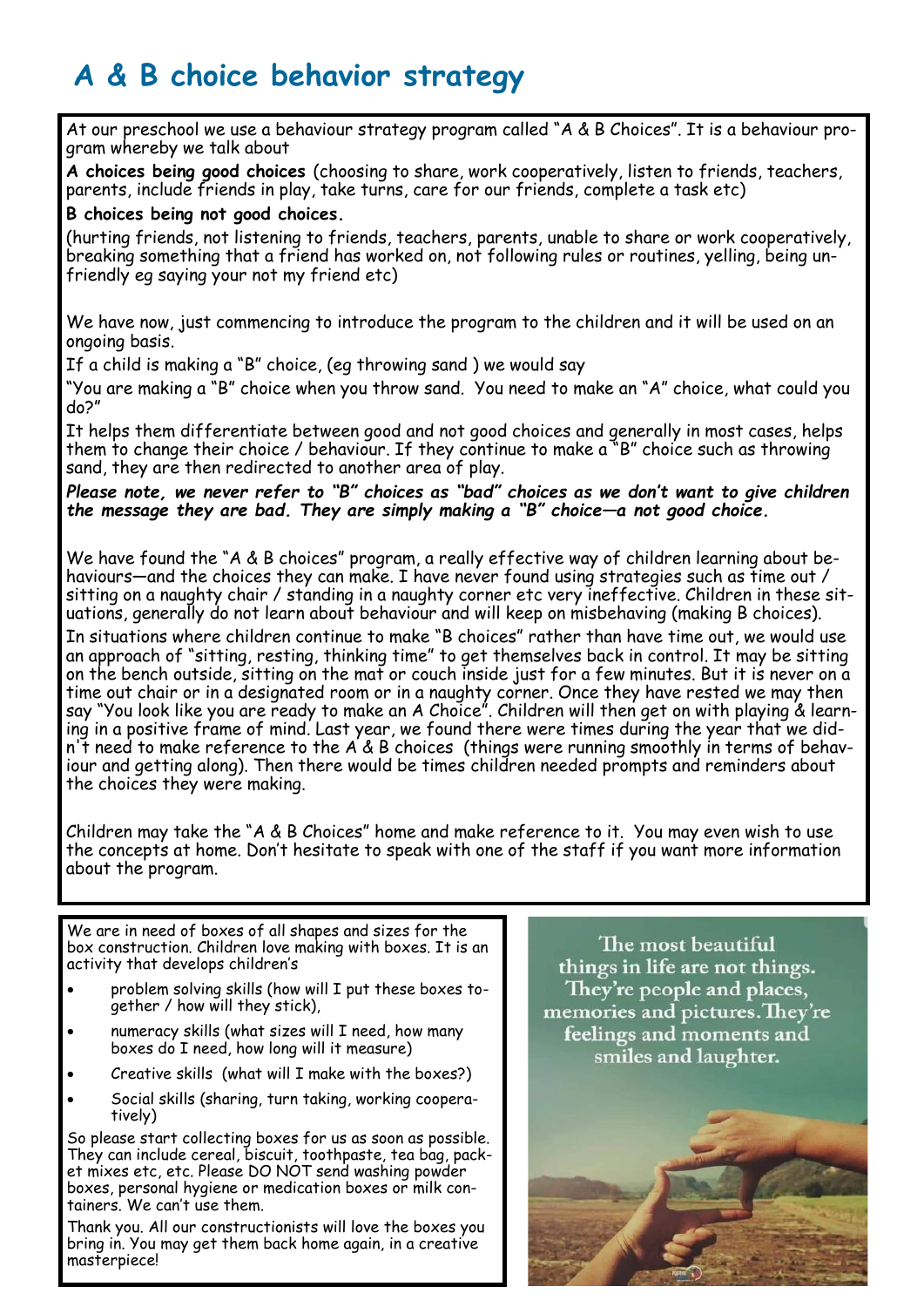# A & B choice behavior strategy

At our preschool we use a behaviour strategy program called "A & B Choices". It is a behaviour program whereby we talk about

**A choices being good choices** (choosing to share, work cooperatively, listen to friends, teachers, parents, include friends in play, take turns, care for our friends, complete a task etc)

**B choices being not good choices.**

(hurting friends, not listening to friends, teachers, parents, unable to share or work cooperatively, breaking something that a friend has worked on, not following rules or routines, yelling, being unfriendly eg saying your not my friend etc)

We have now, just commencing to introduce the program to the children and it will be used on an ongoing basis.

If a child is making a "B" choice, (eg throwing sand ) we would say

"You are making a "B" choice when you throw sand. You need to make an "A" choice, what could you do?"

It helps them differentiate between good and not good choices and generally in most cases, helps them to change their choice / behaviour. If they continue to make a "B" choice such as throwing sand, they are then redirected to another area of play.

***Please note, we never refer to "B" choices as "bad" choices as we don't want to give children the message they are bad. They are simply making a "B" choice—a not good choice.***

We have found the "A & B choices" program, a really effective way of children learning about behaviours—and the choices they can make. I have never found using strategies such as time out / sitting on a naughty chair / standing in a naughty corner etc very ineffective. Children in these situations, generally do not learn about behaviour and will keep on misbehaving (making B choices).

In situations where children continue to make "B choices" rather than have time out, we would use an approach of "sitting, resting, thinking time" to get themselves back in control. It may be sitting on the bench outside, sitting on the mat or couch inside just for a few minutes. But it is never on a time out chair or in a designated room or in a naughty corner. Once they have rested we may then say "You look like you are ready to make an A Choice". Children will then get on with playing & learning in a positive frame of mind. Last year, we found there were times during the year that we didn't need to make reference to the A & B choices (things were running smoothly in terms of behaviour and getting along). Then there would be times children needed prompts and reminders about the choices they were making.

Children may take the "A & B Choices" home and make reference to it. You may even wish to use the concepts at home. Don't hesitate to speak with one of the staff if you want more information about the program.

We are in need of boxes of all shapes and sizes for the box construction. Children love making with boxes. It is an activity that develops children's

- problem solving skills (how will I put these boxes together / how will they stick),
- numeracy skills (what sizes will I need, how many boxes do I need, how long will it measure)
- Creative skills (what will I make with the boxes?)
- Social skills (sharing, turn taking, working cooperatively)

So please start collecting boxes for us as soon as possible. They can include cereal, biscuit, toothpaste, tea bag, packet mixes etc, etc. Please DO NOT send washing powder boxes, personal hygiene or medication boxes or milk containers. We can't use them.

Thank you. All our constructionists will love the boxes you bring in. You may get them back home again, in a creative masterpiece!

The most beautiful things in life are not things. They're people and places, memories and pictures. They're feelings and moments and smiles and laughter.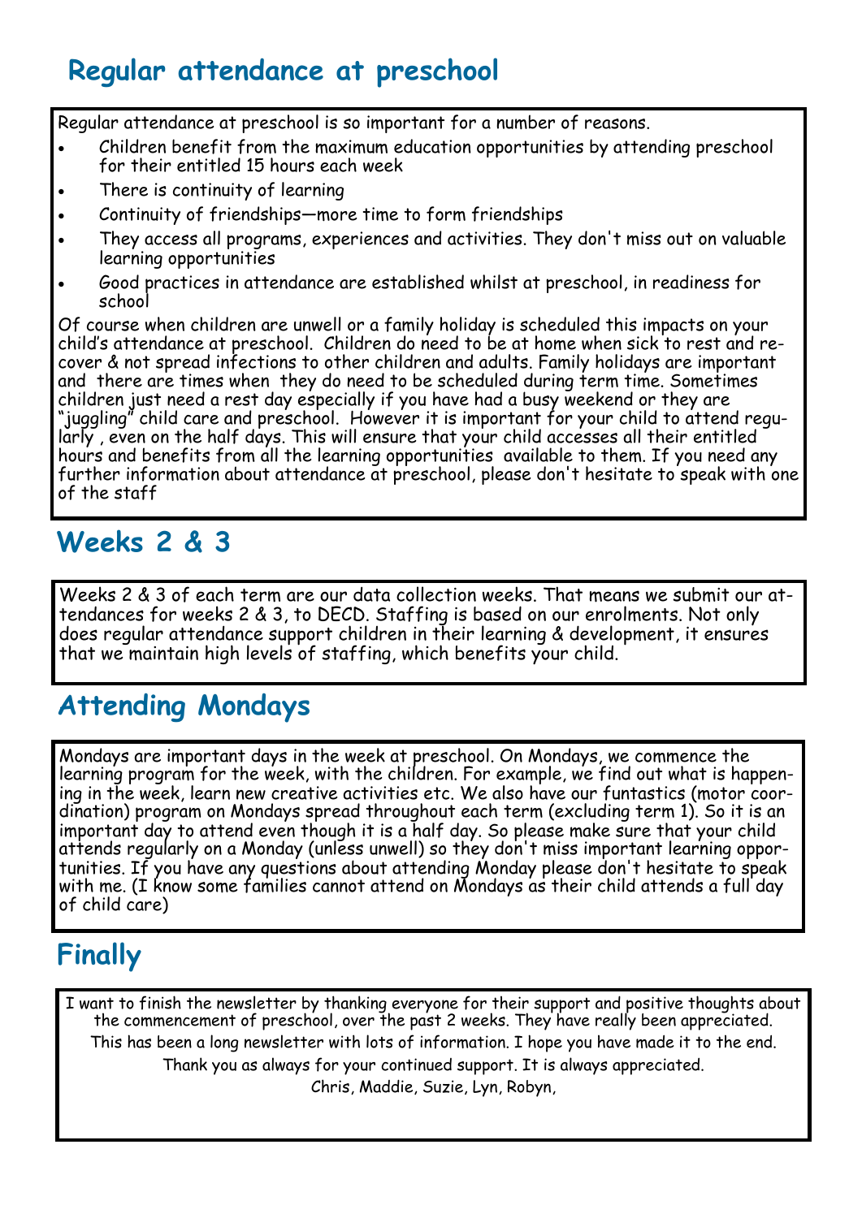## Regular attendance at preschool

Regular attendance at preschool is so important for a number of reasons.

- Children benefit from the maximum education opportunities by attending preschool for their entitled 15 hours each week
- There is continuity of learning
- Continuity of friendships—more time to form friendships
- They access all programs, experiences and activities. They don't miss out on valuable learning opportunities
- Good practices in attendance are established whilst at preschool, in readiness for school

Of course when children are unwell or a family holiday is scheduled this impacts on your child's attendance at preschool. Children do need to be at home when sick to rest and recover & not spread infections to other children and adults. Family holidays are important and there are times when they do need to be scheduled during term time. Sometimes children just need a rest day especially if you have had a busy weekend or they are "juggling" child care and preschool. However it is important for your child to attend regularly , even on the half days. This will ensure that your child accesses all their entitled hours and benefits from all the learning opportunities available to them. If you need any further information about attendance at preschool, please don't hesitate to speak with one of the staff

## Weeks 2 & 3

Weeks 2 & 3 of each term are our data collection weeks. That means we submit our attendances for weeks 2 & 3, to DECD. Staffing is based on our enrolments. Not only does regular attendance support children in their learning & development, it ensures that we maintain high levels of staffing, which benefits your child.

## Attending Mondays

Mondays are important days in the week at preschool. On Mondays, we commence the learning program for the week, with the children. For example, we find out what is happening in the week, learn new creative activities etc. We also have our funtastics (motor coordination) program on Mondays spread throughout each term (excluding term 1). So it is an important day to attend even though it is a half day. So please make sure that your child attends regularly on a Monday (unless unwell) so they don't miss important learning opportunities. If you have any questions about attending Monday please don't hesitate to speak with me. (I know some families cannot attend on Mondays as their child attends a full day of child care)

## Finally

I want to finish the newsletter by thanking everyone for their support and positive thoughts about the commencement of preschool, over the past 2 weeks. They have really been appreciated.

This has been a long newsletter with lots of information. I hope you have made it to the end.

Thank you as always for your continued support. It is always appreciated.

Chris, Maddie, Suzie, Lyn, Robyn,